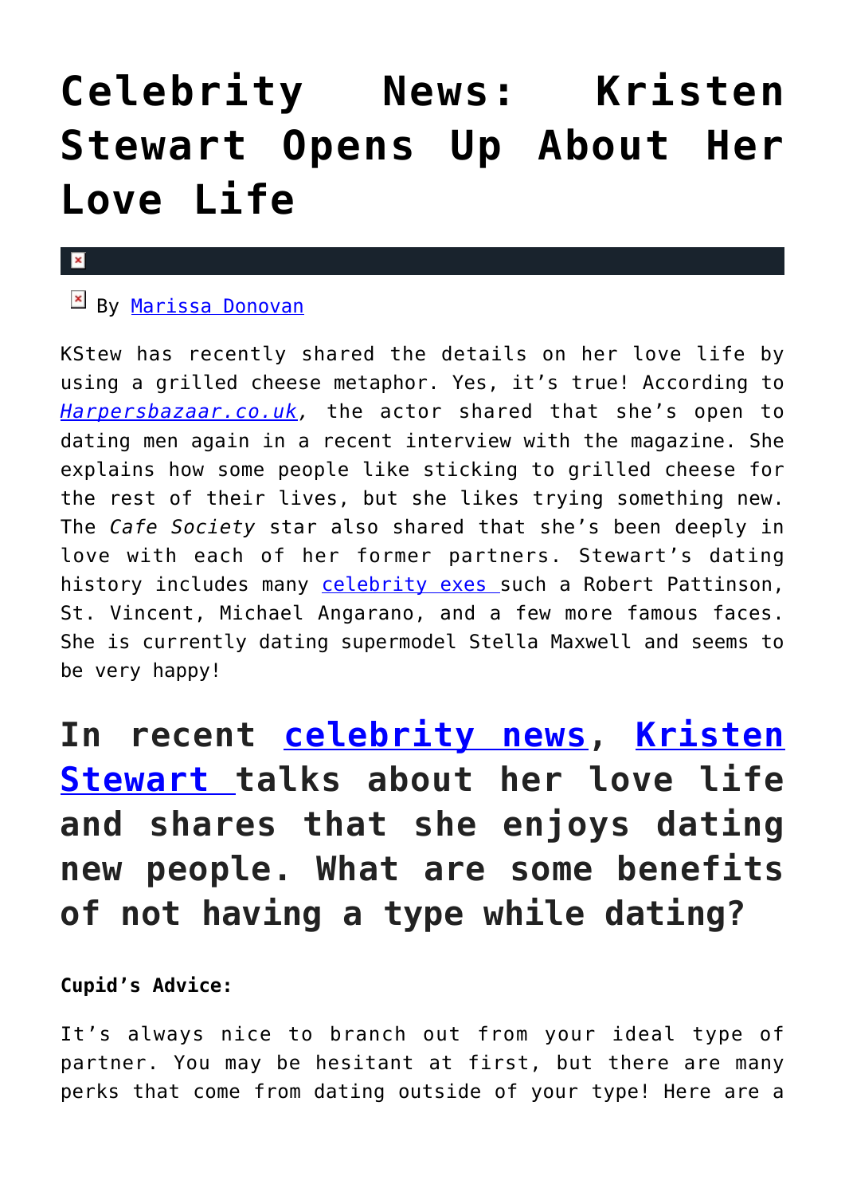# Celebrity News: Kristen Stewart Opens Up About Her Love Life

By Marissa Donovan

KStew has recently shared the details on her love life by using a grilled cheese metaphor. Yes, it's true! According to *Harpersbazaar.co.uk*, the actor shared that she's open to dating men again in a recent interview with the magazine. She explains how some people like sticking to grilled cheese for the rest of their lives, but she likes trying something new. The *Cafe Society* star also shared that she's been deeply in love with each of her former partners. Stewart's dating history includes many celebrity exes such a Robert Pattinson, St. Vincent, Michael Angarano, and a few more famous faces. She is currently dating supermodel Stella Maxwell and seems to be very happy!

## In recent celebrity news, Kristen Stewart talks about her love life and shares that she enjoys dating new people. What are some benefits of not having a type while dating?

**Cupid's Advice:**

It's always nice to branch out from your ideal type of partner. You may be hesitant at first, but there are many perks that come from dating outside of your type! Here are a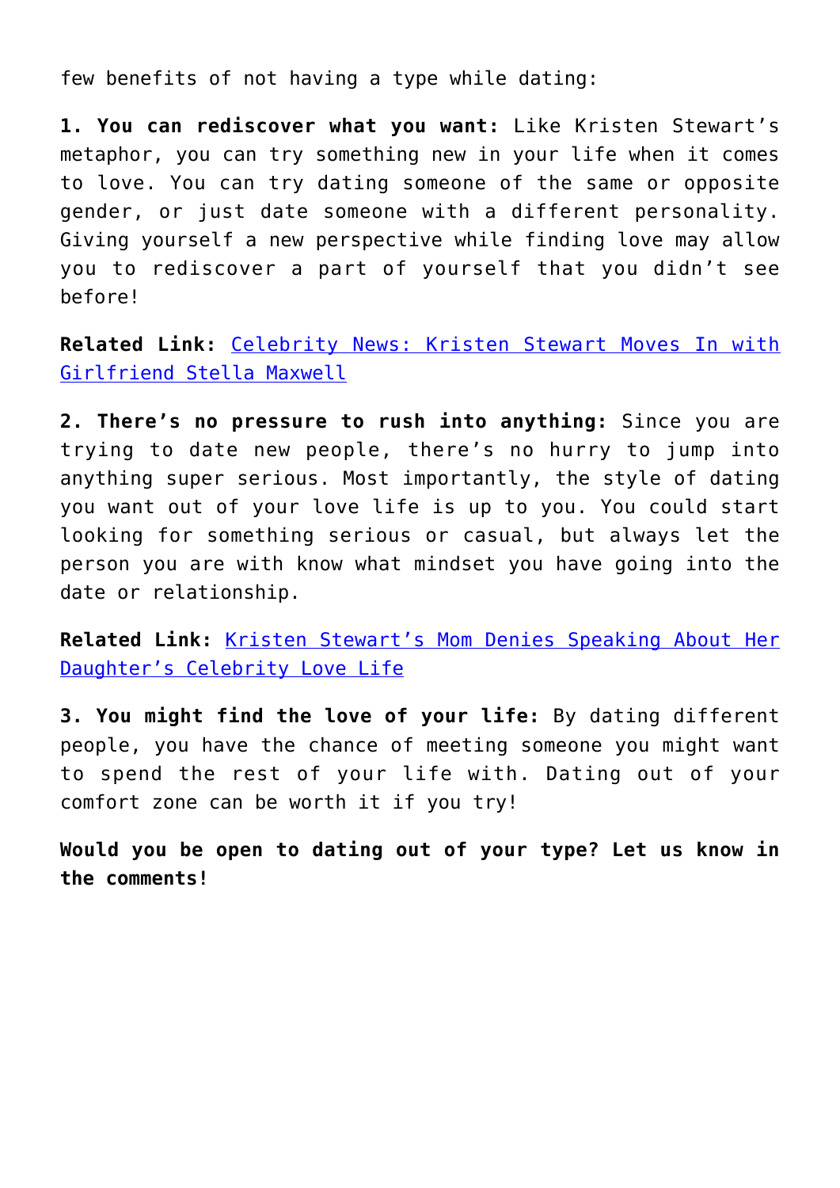few benefits of not having a type while dating:

**1. You can rediscover what you want:** Like Kristen Stewart's metaphor, you can try something new in your life when it comes to love. You can try dating someone of the same or opposite gender, or just date someone with a different personality. Giving yourself a new perspective while finding love may allow you to rediscover a part of yourself that you didn't see before!

**Related Link:** Celebrity News: Kristen Stewart Moves In with Girlfriend Stella Maxwell

**2. There's no pressure to rush into anything:** Since you are trying to date new people, there's no hurry to jump into anything super serious. Most importantly, the style of dating you want out of your love life is up to you. You could start looking for something serious or casual, but always let the person you are with know what mindset you have going into the date or relationship.

**Related Link:** Kristen Stewart's Mom Denies Speaking About Her Daughter's Celebrity Love Life

**3. You might find the love of your life:** By dating different people, you have the chance of meeting someone you might want to spend the rest of your life with. Dating out of your comfort zone can be worth it if you try!

**Would you be open to dating out of your type? Let us know in the comments!**